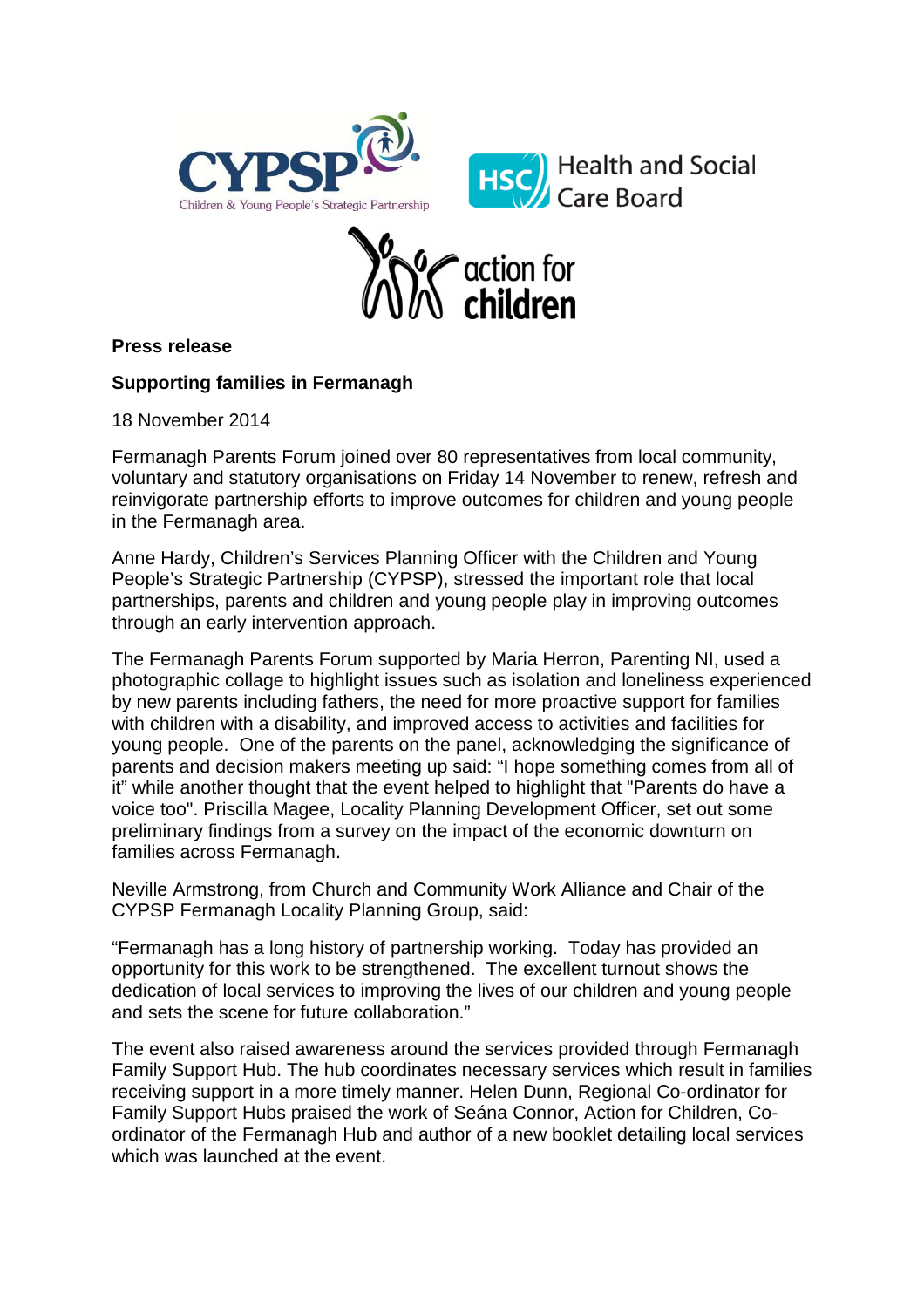**Press release**

**Supporting families in Fermanagh**

18 November 2014

Fermanagh Parents Forum joined over 80 representatives from local community, voluntary and statutory organisations on Friday 14 November to renew, refresh and reinvigorate partnership efforts to improve outcomes for children and young people in the Fermanagh area.

Anne Hardy, Children's Services Planning Officer with the Children and Young People's Strategic Partnership (CYPSP), stressed the important role that local partnerships, parents and children and young people play in improving outcomes through an early intervention approach.

The Fermanagh Parents Forum supported by Maria Herron, Parenting NI, used a photographic collage to highlight issues such as isolation and loneliness experienced by new parents including fathers, the need for more proactive support for families with children with a disability, and improved access to activities and facilities for young people. One of the parents on the panel, acknowledging the significance of parents and decision makers meeting up said: "I hope something comes from all of it" while another thought that the event helped to highlight that "Parents do have a voice too". Priscilla Magee, Locality Planning Development Officer, set out some preliminary findings from a survey on the impact of the economic downturn on families across Fermanagh.

Neville Armstrong, from Church and Community Work Alliance and Chair of the CYPSP Fermanagh Locality Planning Group, said:

"Fermanagh has a long history of partnership working. Today has provided an opportunity for this work to be strengthened. The excellent turnout shows the dedication of local services to improving the lives of our children and young people and sets the scene for future collaboration."

The event also raised awareness around the services provided through Fermanagh Family Support Hub. The hub coordinates necessary services which result in families receiving support in a more timely manner. Helen Dunn, Regional Co-ordinator for Family Support Hubs praised the work of Seána Connor, Action for Children, Co-ordinator of the Fermanagh Hub and author of a new booklet detailing local services which was launched at the event.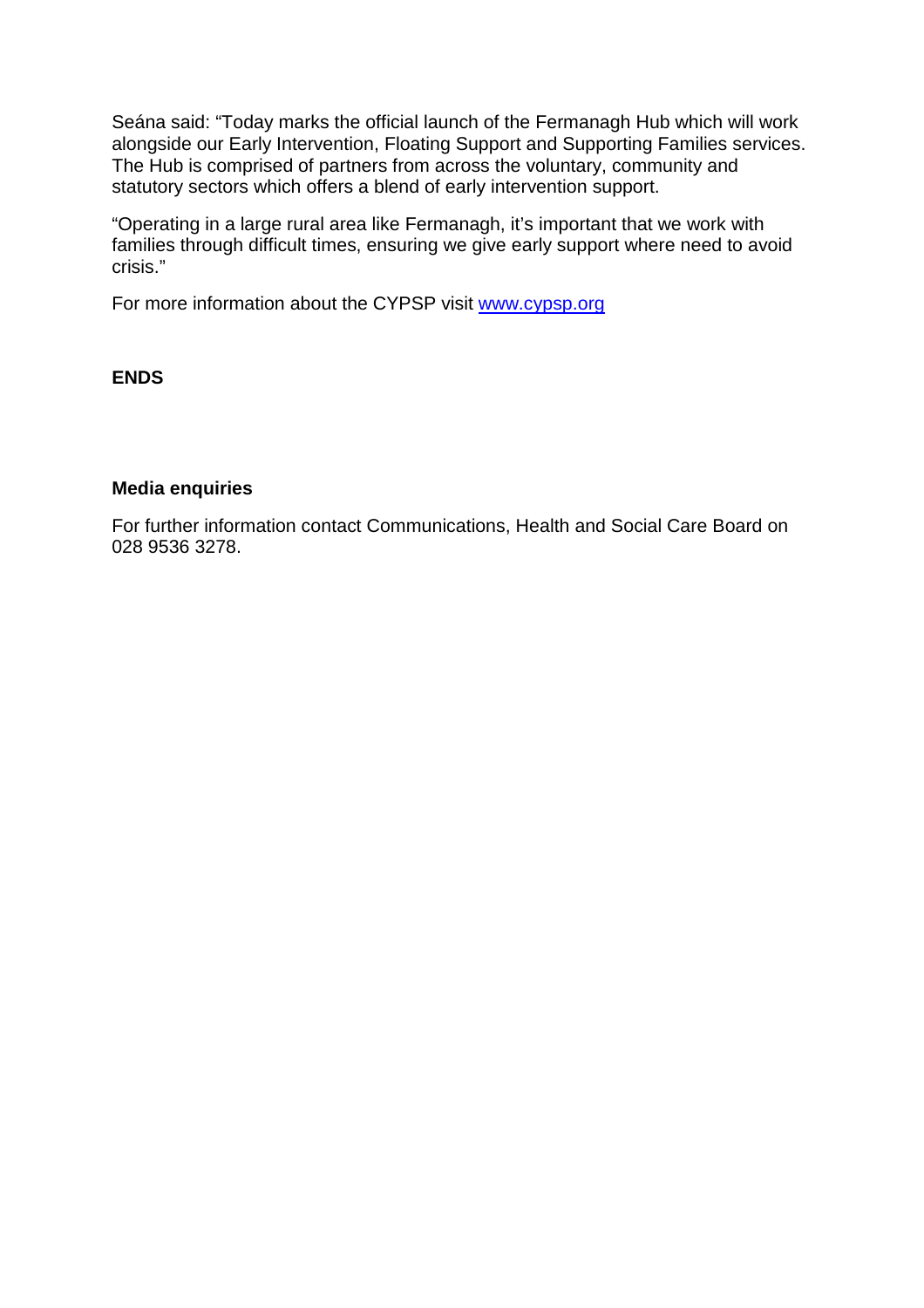Seána said: “Today marks the official launch of the Fermanagh Hub which will work alongside our Early Intervention, Floating Support and Supporting Families services. The Hub is comprised of partners from across the voluntary, community and statutory sectors which offers a blend of early intervention support.

“Operating in a large rural area like Fermanagh, it’s important that we work with families through difficult times, ensuring we give early support where need to avoid crisis.”

For more information about the CYPSP visit [www.cypsp.org](http://www.cypsp.org)

**ENDS**

**Media enquiries**

For further information contact Communications, Health and Social Care Board on 028 9536 3278.